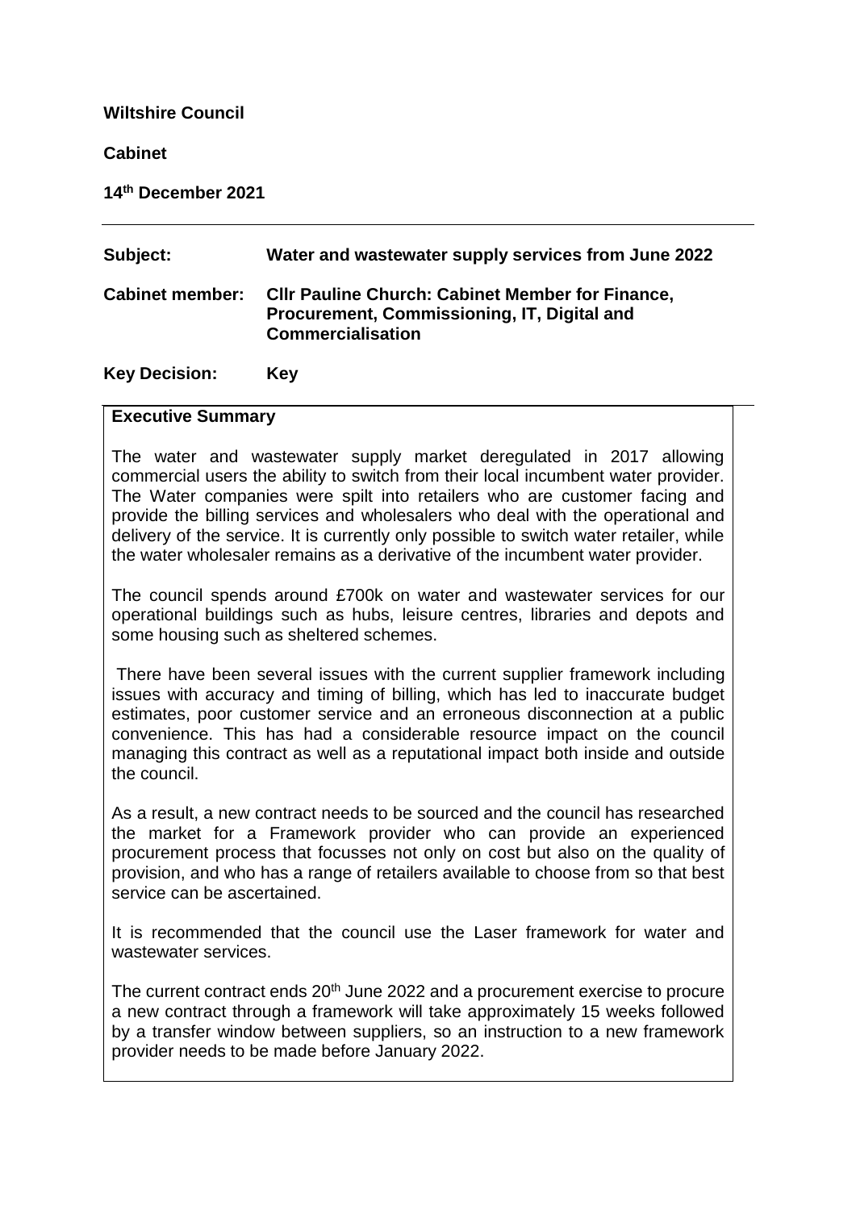**Wiltshire Council**

**Cabinet**

**14th December 2021**

---

| | |
|---|---|
| **Subject:** | **Water and wastewater supply services from June 2022** |
| **Cabinet member:** | **Cllr Pauline Church: Cabinet Member for Finance, Procurement, Commissioning, IT, Digital and Commercialisation** |
| **Key Decision:** | **Key** |

## Executive Summary

The water and wastewater supply market deregulated in 2017 allowing commercial users the ability to switch from their local incumbent water provider. The Water companies were spilt into retailers who are customer facing and provide the billing services and wholesalers who deal with the operational and delivery of the service. It is currently only possible to switch water retailer, while the water wholesaler remains as a derivative of the incumbent water provider.

The council spends around £700k on water and wastewater services for our operational buildings such as hubs, leisure centres, libraries and depots and some housing such as sheltered schemes.

There have been several issues with the current supplier framework including issues with accuracy and timing of billing, which has led to inaccurate budget estimates, poor customer service and an erroneous disconnection at a public convenience. This has had a considerable resource impact on the council managing this contract as well as a reputational impact both inside and outside the council.

As a result, a new contract needs to be sourced and the council has researched the market for a Framework provider who can provide an experienced procurement process that focusses not only on cost but also on the quality of provision, and who has a range of retailers available to choose from so that best service can be ascertained.

It is recommended that the council use the Laser framework for water and wastewater services.

The current contract ends 20th June 2022 and a procurement exercise to procure a new contract through a framework will take approximately 15 weeks followed by a transfer window between suppliers, so an instruction to a new framework provider needs to be made before January 2022.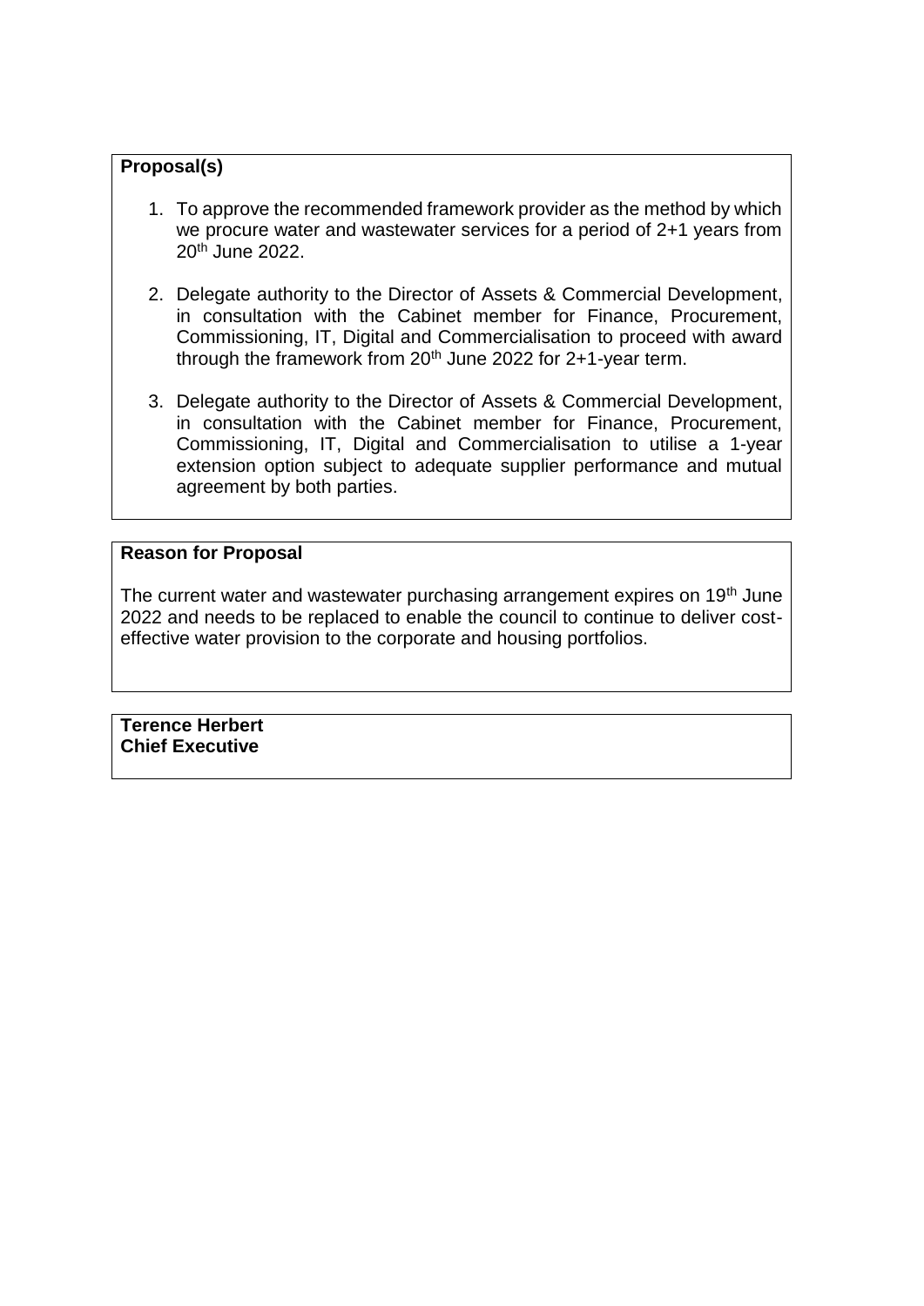**Proposal(s)**

1. To approve the recommended framework provider as the method by which we procure water and wastewater services for a period of 2+1 years from 20th June 2022.

2. Delegate authority to the Director of Assets & Commercial Development, in consultation with the Cabinet member for Finance, Procurement, Commissioning, IT, Digital and Commercialisation to proceed with award through the framework from 20th June 2022 for 2+1-year term.

3. Delegate authority to the Director of Assets & Commercial Development, in consultation with the Cabinet member for Finance, Procurement, Commissioning, IT, Digital and Commercialisation to utilise a 1-year extension option subject to adequate supplier performance and mutual agreement by both parties.

**Reason for Proposal**

The current water and wastewater purchasing arrangement expires on 19th June 2022 and needs to be replaced to enable the council to continue to deliver cost-effective water provision to the corporate and housing portfolios.

**Terence Herbert**
**Chief Executive**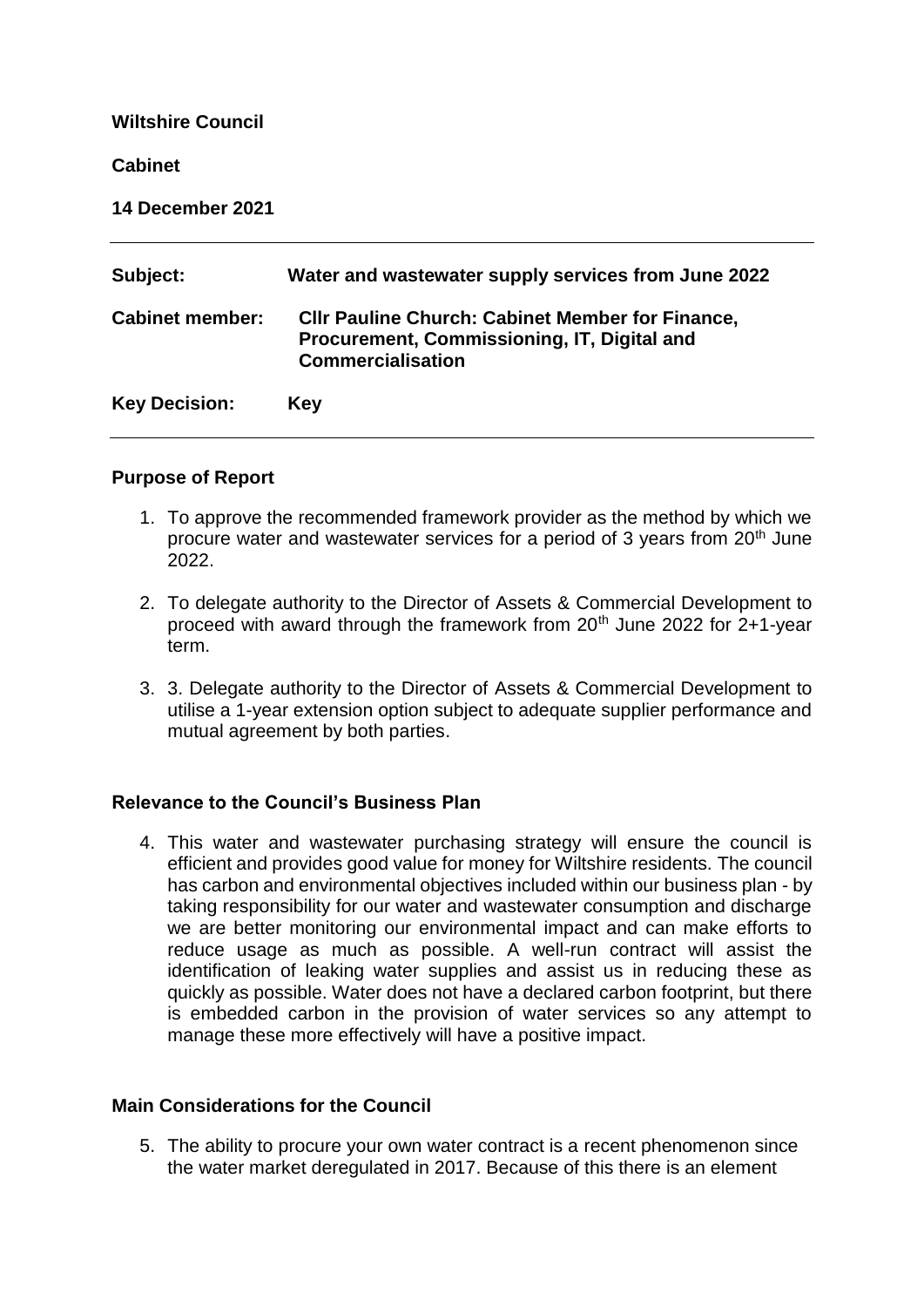**Wiltshire Council**

**Cabinet**

**14 December 2021**

---

| | |
|---|---|
| **Subject:** | **Water and wastewater supply services from June 2022** |
| **Cabinet member:** | **Cllr Pauline Church: Cabinet Member for Finance, Procurement, Commissioning, IT, Digital and Commercialisation** |
| **Key Decision:** | **Key** |

---

## Purpose of Report

1. To approve the recommended framework provider as the method by which we procure water and wastewater services for a period of 3 years from 20th June 2022.

2. To delegate authority to the Director of Assets & Commercial Development to proceed with award through the framework from 20th June 2022 for 2+1-year term.

3. 3. Delegate authority to the Director of Assets & Commercial Development to utilise a 1-year extension option subject to adequate supplier performance and mutual agreement by both parties.

## Relevance to the Council's Business Plan

4. This water and wastewater purchasing strategy will ensure the council is efficient and provides good value for money for Wiltshire residents. The council has carbon and environmental objectives included within our business plan - by taking responsibility for our water and wastewater consumption and discharge we are better monitoring our environmental impact and can make efforts to reduce usage as much as possible. A well-run contract will assist the identification of leaking water supplies and assist us in reducing these as quickly as possible. Water does not have a declared carbon footprint, but there is embedded carbon in the provision of water services so any attempt to manage these more effectively will have a positive impact.

## Main Considerations for the Council

5. The ability to procure your own water contract is a recent phenomenon since the water market deregulated in 2017. Because of this there is an element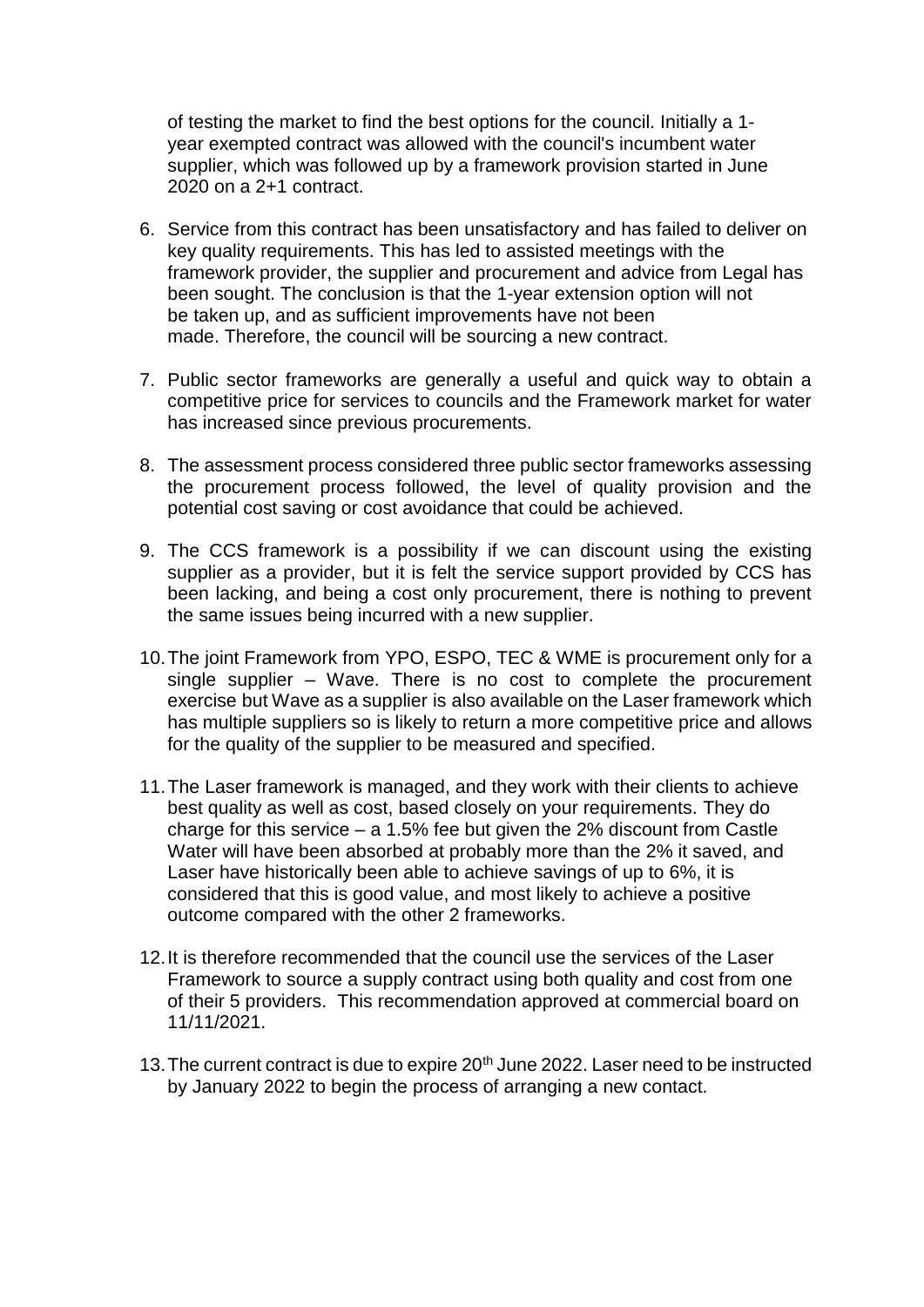of testing the market to find the best options for the council. Initially a 1-year exempted contract was allowed with the council's incumbent water supplier, which was followed up by a framework provision started in June 2020 on a 2+1 contract.

6. Service from this contract has been unsatisfactory and has failed to deliver on key quality requirements. This has led to assisted meetings with the framework provider, the supplier and procurement and advice from Legal has been sought. The conclusion is that the 1-year extension option will not be taken up, and as sufficient improvements have not been made. Therefore, the council will be sourcing a new contract.

7. Public sector frameworks are generally a useful and quick way to obtain a competitive price for services to councils and the Framework market for water has increased since previous procurements.

8. The assessment process considered three public sector frameworks assessing the procurement process followed, the level of quality provision and the potential cost saving or cost avoidance that could be achieved.

9. The CCS framework is a possibility if we can discount using the existing supplier as a provider, but it is felt the service support provided by CCS has been lacking, and being a cost only procurement, there is nothing to prevent the same issues being incurred with a new supplier.

10. The joint Framework from YPO, ESPO, TEC & WME is procurement only for a single supplier – Wave. There is no cost to complete the procurement exercise but Wave as a supplier is also available on the Laser framework which has multiple suppliers so is likely to return a more competitive price and allows for the quality of the supplier to be measured and specified.

11. The Laser framework is managed, and they work with their clients to achieve best quality as well as cost, based closely on your requirements. They do charge for this service – a 1.5% fee but given the 2% discount from Castle Water will have been absorbed at probably more than the 2% it saved, and Laser have historically been able to achieve savings of up to 6%, it is considered that this is good value, and most likely to achieve a positive outcome compared with the other 2 frameworks.

12. It is therefore recommended that the council use the services of the Laser Framework to source a supply contract using both quality and cost from one of their 5 providers. This recommendation approved at commercial board on 11/11/2021.

13. The current contract is due to expire 20th June 2022. Laser need to be instructed by January 2022 to begin the process of arranging a new contact.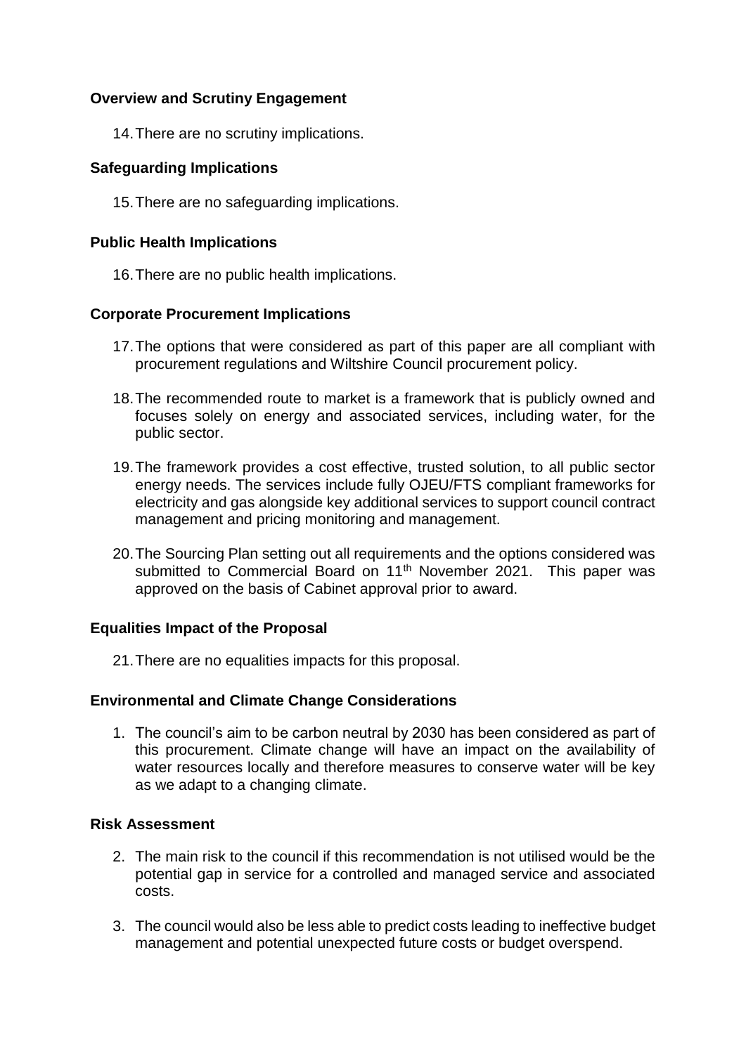**Overview and Scrutiny Engagement**

14. There are no scrutiny implications.

**Safeguarding Implications**

15. There are no safeguarding implications.

**Public Health Implications**

16. There are no public health implications.

**Corporate Procurement Implications**

17. The options that were considered as part of this paper are all compliant with procurement regulations and Wiltshire Council procurement policy.

18. The recommended route to market is a framework that is publicly owned and focuses solely on energy and associated services, including water, for the public sector.

19. The framework provides a cost effective, trusted solution, to all public sector energy needs. The services include fully OJEU/FTS compliant frameworks for electricity and gas alongside key additional services to support council contract management and pricing monitoring and management.

20. The Sourcing Plan setting out all requirements and the options considered was submitted to Commercial Board on 11th November 2021. This paper was approved on the basis of Cabinet approval prior to award.

**Equalities Impact of the Proposal**

21. There are no equalities impacts for this proposal.

**Environmental and Climate Change Considerations**

1. The council's aim to be carbon neutral by 2030 has been considered as part of this procurement. Climate change will have an impact on the availability of water resources locally and therefore measures to conserve water will be key as we adapt to a changing climate.

**Risk Assessment**

2. The main risk to the council if this recommendation is not utilised would be the potential gap in service for a controlled and managed service and associated costs.

3. The council would also be less able to predict costs leading to ineffective budget management and potential unexpected future costs or budget overspend.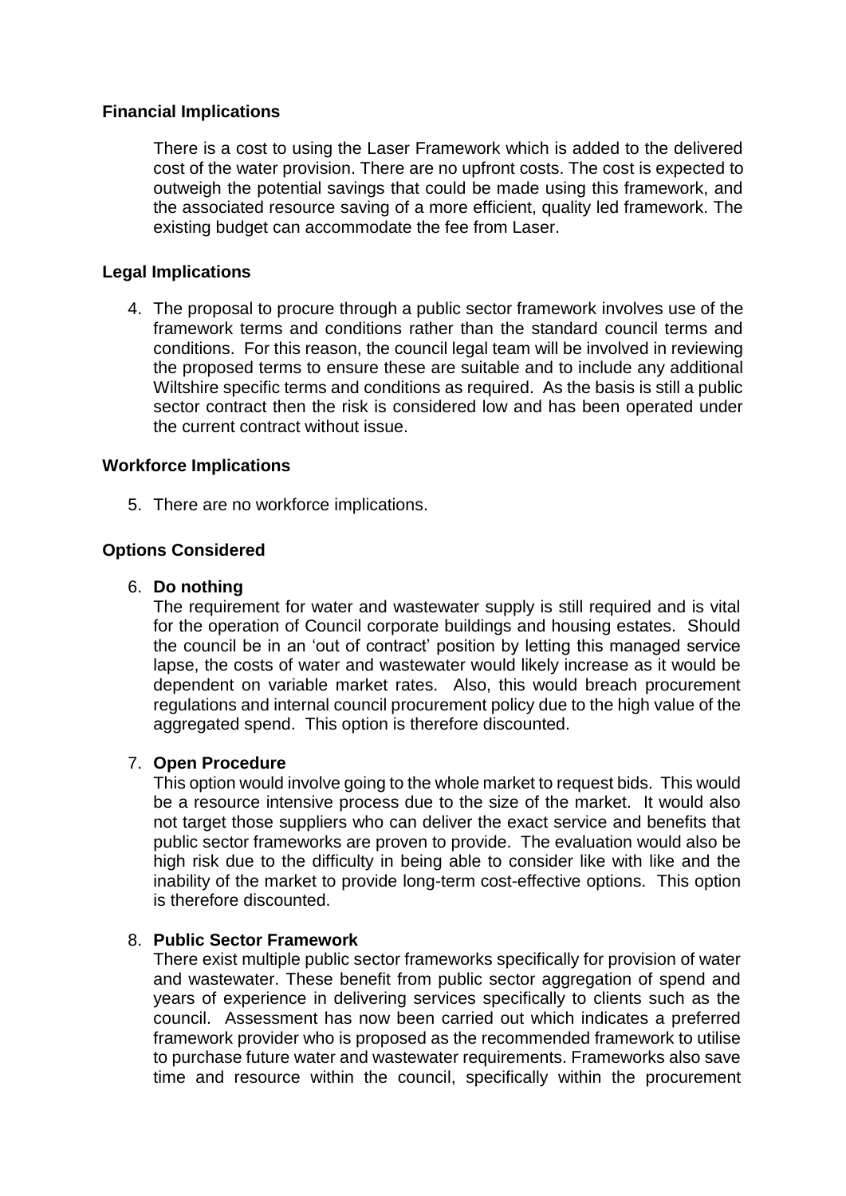## Financial Implications

There is a cost to using the Laser Framework which is added to the delivered cost of the water provision. There are no upfront costs. The cost is expected to outweigh the potential savings that could be made using this framework, and the associated resource saving of a more efficient, quality led framework. The existing budget can accommodate the fee from Laser.

## Legal Implications

4. The proposal to procure through a public sector framework involves use of the framework terms and conditions rather than the standard council terms and conditions. For this reason, the council legal team will be involved in reviewing the proposed terms to ensure these are suitable and to include any additional Wiltshire specific terms and conditions as required. As the basis is still a public sector contract then the risk is considered low and has been operated under the current contract without issue.

## Workforce Implications

5. There are no workforce implications.

## Options Considered

6. **Do nothing**
   The requirement for water and wastewater supply is still required and is vital for the operation of Council corporate buildings and housing estates. Should the council be in an 'out of contract' position by letting this managed service lapse, the costs of water and wastewater would likely increase as it would be dependent on variable market rates. Also, this would breach procurement regulations and internal council procurement policy due to the high value of the aggregated spend. This option is therefore discounted.

7. **Open Procedure**
   This option would involve going to the whole market to request bids. This would be a resource intensive process due to the size of the market. It would also not target those suppliers who can deliver the exact service and benefits that public sector frameworks are proven to provide. The evaluation would also be high risk due to the difficulty in being able to consider like with like and the inability of the market to provide long-term cost-effective options. This option is therefore discounted.

8. **Public Sector Framework**
   There exist multiple public sector frameworks specifically for provision of water and wastewater. These benefit from public sector aggregation of spend and years of experience in delivering services specifically to clients such as the council. Assessment has now been carried out which indicates a preferred framework provider who is proposed as the recommended framework to utilise to purchase future water and wastewater requirements. Frameworks also save time and resource within the council, specifically within the procurement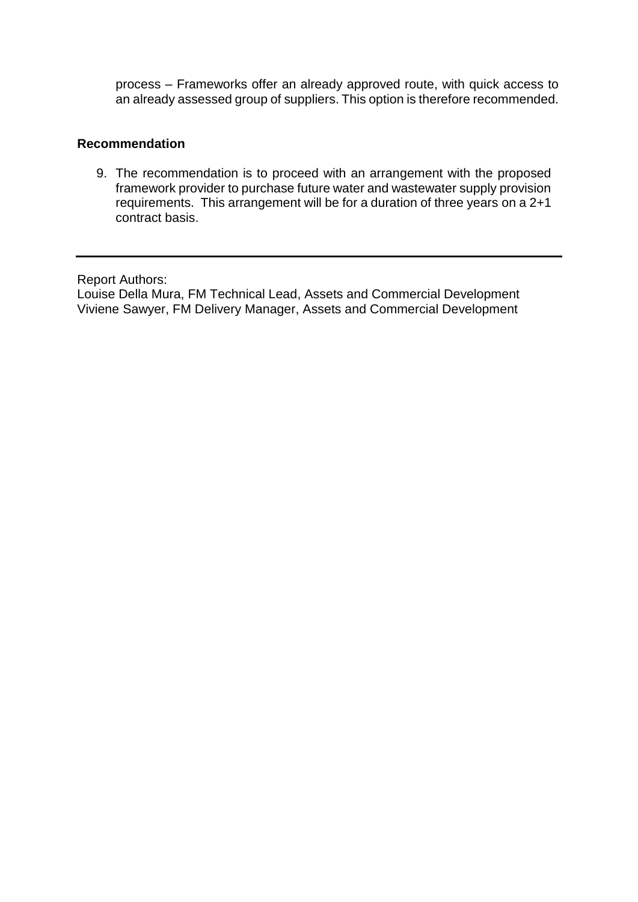process – Frameworks offer an already approved route, with quick access to an already assessed group of suppliers. This option is therefore recommended.

**Recommendation**

9. The recommendation is to proceed with an arrangement with the proposed framework provider to purchase future water and wastewater supply provision requirements. This arrangement will be for a duration of three years on a 2+1 contract basis.

---

Report Authors:
Louise Della Mura, FM Technical Lead, Assets and Commercial Development
Viviene Sawyer, FM Delivery Manager, Assets and Commercial Development